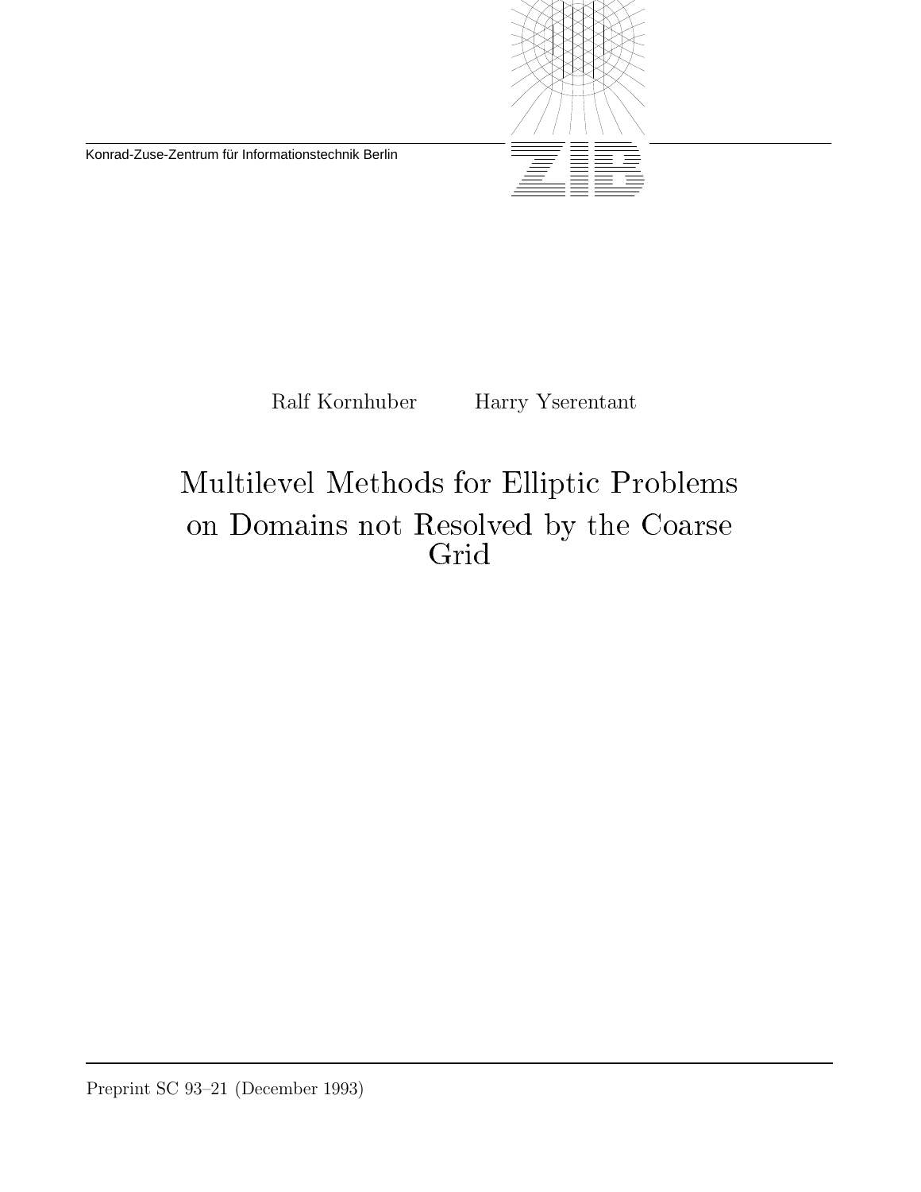Konrad-Zuse-Zentrum für Informationstechnik Berlin

Ralf Kornhuber Harry Yserentant

# Multilevel Methods for Elliptic Problems on Domains not Resolved by the Coarse Grid

Preprint SC 93–21 (December 1993)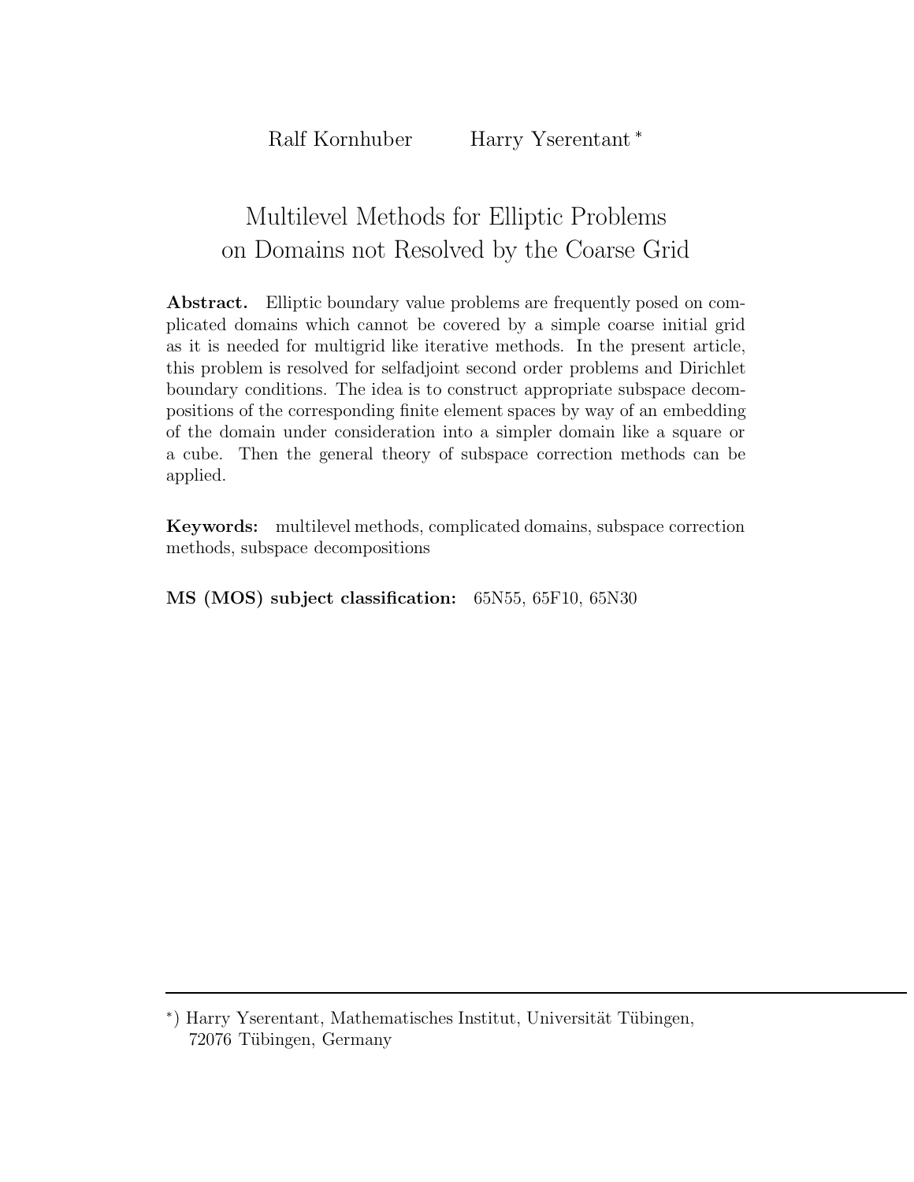Ralf Kornhuber Harry Yserentant *

# Multilevel Methods for Elliptic Problems on Domains not Resolved by the Coarse Grid

**Abstract.** Elliptic boundary value problems are frequently posed on complicated domains which cannot be covered by a simple coarse initial grid as it is needed for multigrid like iterative methods. In the present article, this problem is resolved for selfadjoint second order problems and Dirichlet boundary conditions. The idea is to construct appropriate subspace decompositions of the corresponding finite element spaces by way of an embedding of the domain under consideration into a simpler domain like a square or a cube. Then the general theory of subspace correction methods can be applied.

**Keywords:** multilevel methods, complicated domains, subspace correction methods, subspace decompositions

**MS (MOS) subject classification:** 65N55, 65F10, 65N30

*) Harry Yserentant, Mathematisches Institut, Universität Tübingen, 72076 Tübingen, Germany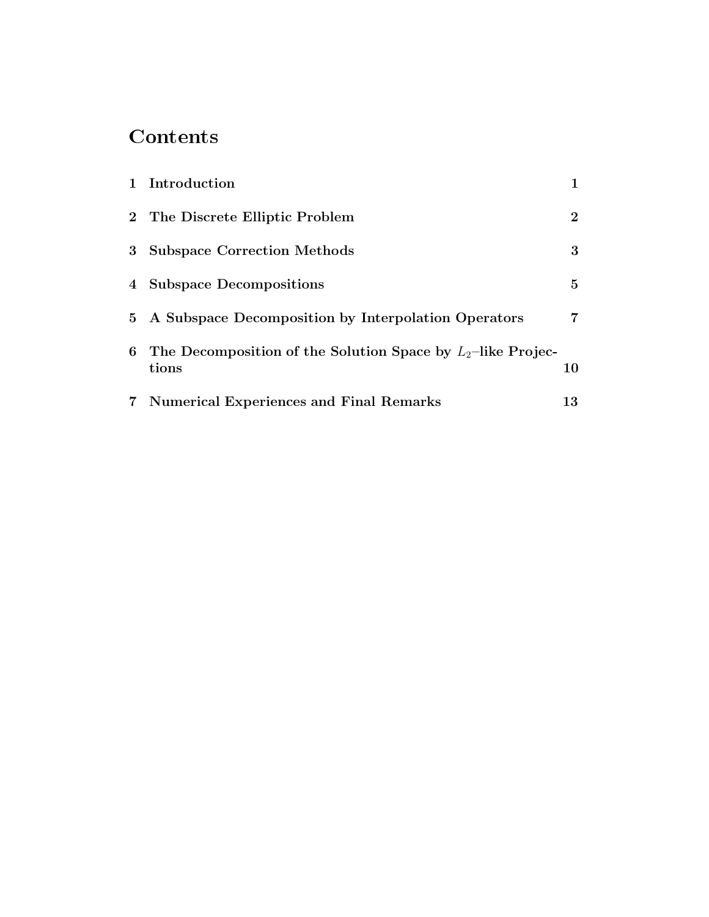# Contents

| | | |
|---|---|---|
| 1 | Introduction | 1 |
| 2 | The Discrete Elliptic Problem | 2 |
| 3 | Subspace Correction Methods | 3 |
| 4 | Subspace Decompositions | 5 |
| 5 | A Subspace Decomposition by Interpolation Operators | 7 |
| 6 | The Decomposition of the Solution Space by $L_2$–like Projections | 10 |
| 7 | Numerical Experiences and Final Remarks | 13 |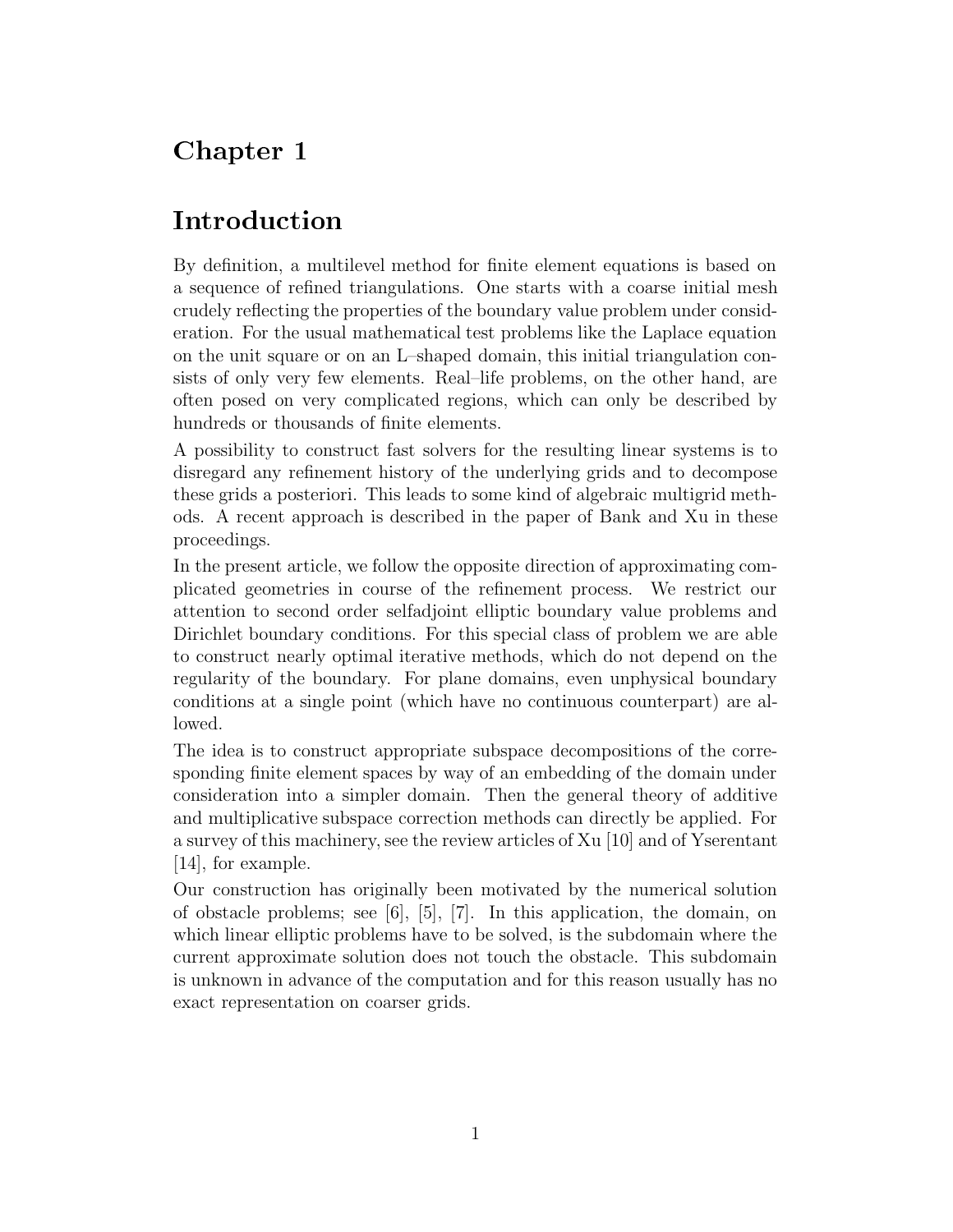# Chapter 1

# Introduction

By definition, a multilevel method for finite element equations is based on a sequence of refined triangulations. One starts with a coarse initial mesh crudely reflecting the properties of the boundary value problem under consideration. For the usual mathematical test problems like the Laplace equation on the unit square or on an L–shaped domain, this initial triangulation consists of only very few elements. Real–life problems, on the other hand, are often posed on very complicated regions, which can only be described by hundreds or thousands of finite elements.

A possibility to construct fast solvers for the resulting linear systems is to disregard any refinement history of the underlying grids and to decompose these grids a posteriori. This leads to some kind of algebraic multigrid methods. A recent approach is described in the paper of Bank and Xu in these proceedings.

In the present article, we follow the opposite direction of approximating complicated geometries in course of the refinement process. We restrict our attention to second order selfadjoint elliptic boundary value problems and Dirichlet boundary conditions. For this special class of problem we are able to construct nearly optimal iterative methods, which do not depend on the regularity of the boundary. For plane domains, even unphysical boundary conditions at a single point (which have no continuous counterpart) are allowed.

The idea is to construct appropriate subspace decompositions of the corresponding finite element spaces by way of an embedding of the domain under consideration into a simpler domain. Then the general theory of additive and multiplicative subspace correction methods can directly be applied. For a survey of this machinery, see the review articles of Xu [10] and of Yserentant [14], for example.

Our construction has originally been motivated by the numerical solution of obstacle problems; see [6], [5], [7]. In this application, the domain, on which linear elliptic problems have to be solved, is the subdomain where the current approximate solution does not touch the obstacle. This subdomain is unknown in advance of the computation and for this reason usually has no exact representation on coarser grids.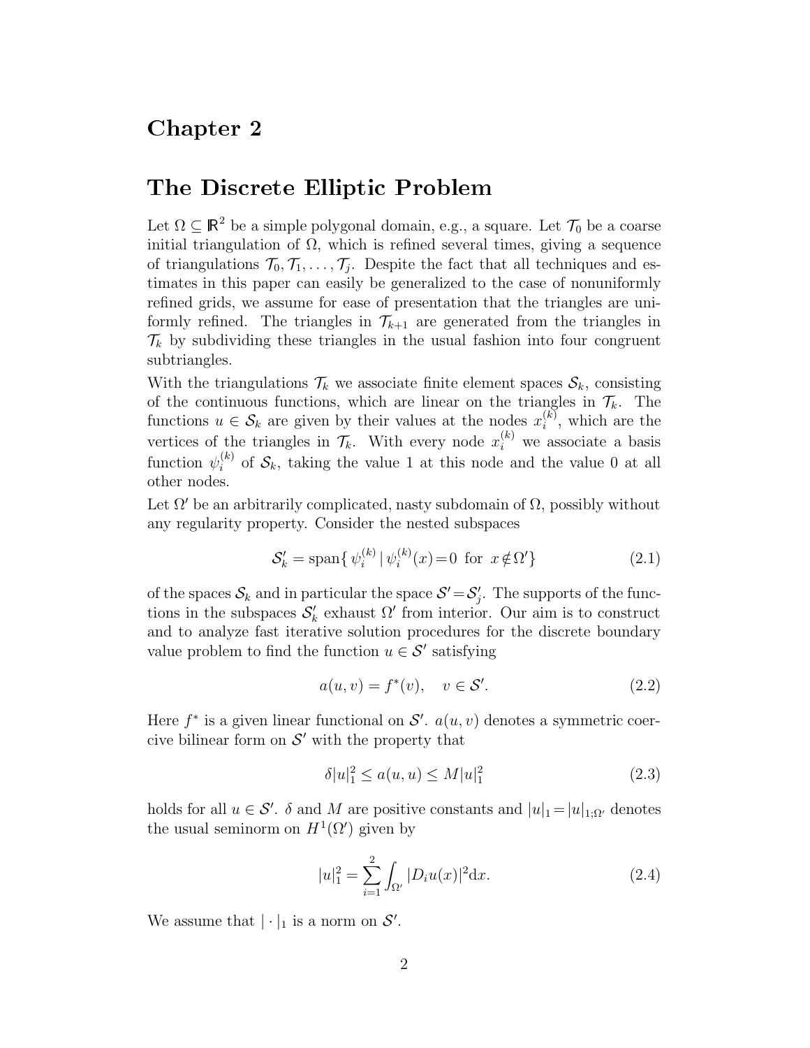# Chapter 2

# The Discrete Elliptic Problem

Let $\Omega \subseteq \mathbb{R}^2$ be a simple polygonal domain, e.g., a square. Let $\mathcal{T}_0$ be a coarse initial triangulation of $\Omega$, which is refined several times, giving a sequence of triangulations $\mathcal{T}_0, \mathcal{T}_1, \ldots, \mathcal{T}_j$. Despite the fact that all techniques and estimates in this paper can easily be generalized to the case of nonuniformly refined grids, we assume for ease of presentation that the triangles are uniformly refined. The triangles in $\mathcal{T}_{k+1}$ are generated from the triangles in $\mathcal{T}_k$ by subdividing these triangles in the usual fashion into four congruent subtriangles.

With the triangulations $\mathcal{T}_k$ we associate finite element spaces $\mathcal{S}_k$, consisting of the continuous functions, which are linear on the triangles in $\mathcal{T}_k$. The functions $u \in \mathcal{S}_k$ are given by their values at the nodes $x_i^{(k)}$, which are the vertices of the triangles in $\mathcal{T}_k$. With every node $x_i^{(k)}$ we associate a basis function $\psi_i^{(k)}$ of $\mathcal{S}_k$, taking the value 1 at this node and the value 0 at all other nodes.

Let $\Omega'$ be an arbitrarily complicated, nasty subdomain of $\Omega$, possibly without any regularity property. Consider the nested subspaces

$$\mathcal{S}_k' = \operatorname{span}\{\, \psi_i^{(k)} \mid \psi_i^{(k)}(x) = 0 \;\text{ for }\; x \notin \Omega' \} \tag{2.1}$$

of the spaces $\mathcal{S}_k$ and in particular the space $\mathcal{S}' = \mathcal{S}_j'$. The supports of the functions in the subspaces $\mathcal{S}_k'$ exhaust $\Omega'$ from interior. Our aim is to construct and to analyze fast iterative solution procedures for the discrete boundary value problem to find the function $u \in \mathcal{S}'$ satisfying

$$a(u, v) = f^*(v), \quad v \in \mathcal{S}'. \tag{2.2}$$

Here $f^*$ is a given linear functional on $\mathcal{S}'$. $a(u, v)$ denotes a symmetric coercive bilinear form on $\mathcal{S}'$ with the property that

$$\delta |u|_1^2 \leq a(u, u) \leq M |u|_1^2 \tag{2.3}$$

holds for all $u \in \mathcal{S}'$. $\delta$ and $M$ are positive constants and $|u|_1 = |u|_{1;\Omega'}$ denotes the usual seminorm on $H^1(\Omega')$ given by

$$|u|_1^2 = \sum_{i=1}^{2} \int_{\Omega'} |D_i u(x)|^2 \mathrm{d}x. \tag{2.4}$$

We assume that $|\cdot|_1$ is a norm on $\mathcal{S}'$.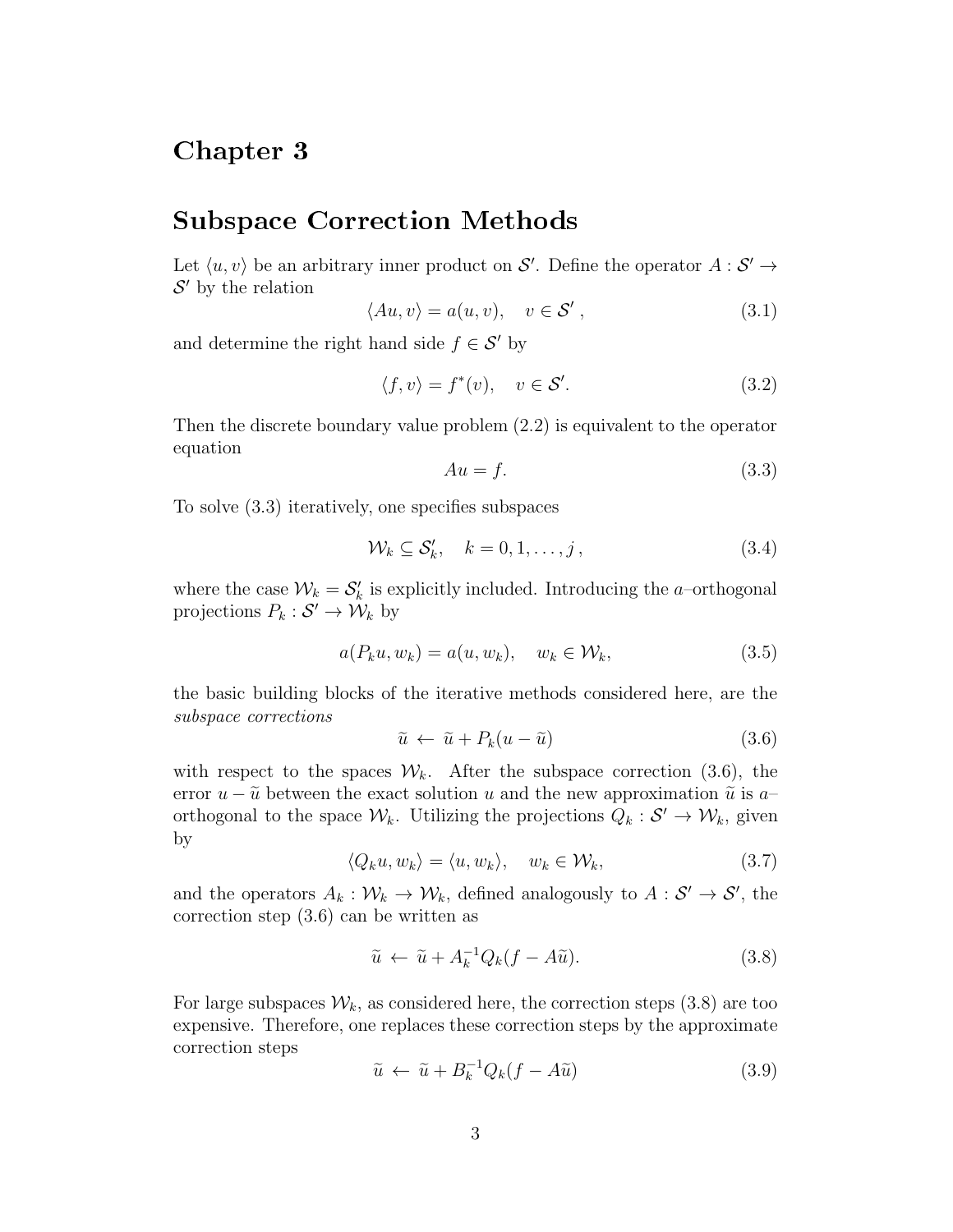# Chapter 3

# Subspace Correction Methods

Let $\langle u, v\rangle$ be an arbitrary inner product on $\mathcal{S}'$. Define the operator $A : \mathcal{S}' \to \mathcal{S}'$ by the relation

$$\langle Au, v\rangle = a(u, v), \quad v \in \mathcal{S}' \,, \tag{3.1}$$

and determine the right hand side $f \in \mathcal{S}'$ by

$$\langle f, v\rangle = f^*(v), \quad v \in \mathcal{S}'. \tag{3.2}$$

Then the discrete boundary value problem (2.2) is equivalent to the operator equation

$$Au = f. \tag{3.3}$$

To solve (3.3) iteratively, one specifies subspaces

$$\mathcal{W}_k \subseteq \mathcal{S}_k', \quad k = 0, 1, \ldots, j \,, \tag{3.4}$$

where the case $\mathcal{W}_k = \mathcal{S}_k'$ is explicitly included. Introducing the $a$–orthogonal projections $P_k : \mathcal{S}' \to \mathcal{W}_k$ by

$$a(P_k u, w_k) = a(u, w_k), \quad w_k \in \mathcal{W}_k, \tag{3.5}$$

the basic building blocks of the iterative methods considered here, are the *subspace corrections*

$$\widetilde{u} \,\leftarrow\, \widetilde{u} + P_k(u - \widetilde{u}) \tag{3.6}$$

with respect to the spaces $\mathcal{W}_k$. After the subspace correction (3.6), the error $u - \widetilde{u}$ between the exact solution $u$ and the new approximation $\widetilde{u}$ is $a$–orthogonal to the space $\mathcal{W}_k$. Utilizing the projections $Q_k : \mathcal{S}' \to \mathcal{W}_k$, given by

$$\langle Q_k u, w_k\rangle = \langle u, w_k\rangle, \quad w_k \in \mathcal{W}_k, \tag{3.7}$$

and the operators $A_k : \mathcal{W}_k \to \mathcal{W}_k$, defined analogously to $A : \mathcal{S}' \to \mathcal{S}'$, the correction step (3.6) can be written as

$$\widetilde{u} \,\leftarrow\, \widetilde{u} + A_k^{-1} Q_k(f - A\widetilde{u}). \tag{3.8}$$

For large subspaces $\mathcal{W}_k$, as considered here, the correction steps (3.8) are too expensive. Therefore, one replaces these correction steps by the approximate correction steps

$$\widetilde{u} \,\leftarrow\, \widetilde{u} + B_k^{-1} Q_k(f - A\widetilde{u}) \tag{3.9}$$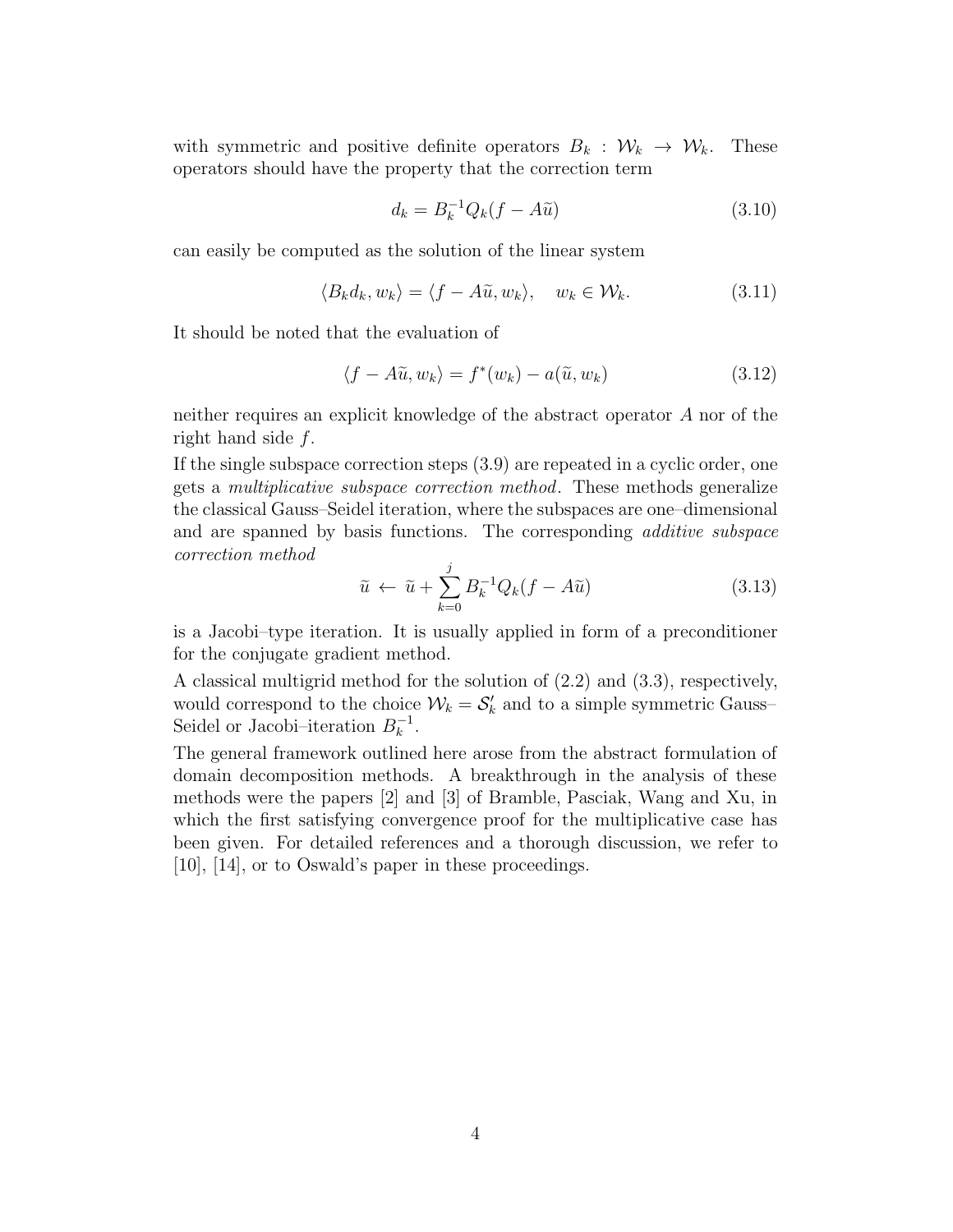with symmetric and positive definite operators $B_k : \mathcal{W}_k \to \mathcal{W}_k$. These operators should have the property that the correction term

$$d_k = B_k^{-1} Q_k (f - A\widetilde{u}) \tag{3.10}$$

can easily be computed as the solution of the linear system

$$\langle B_k d_k, w_k \rangle = \langle f - A\widetilde{u}, w_k \rangle, \quad w_k \in \mathcal{W}_k. \tag{3.11}$$

It should be noted that the evaluation of

$$\langle f - A\widetilde{u}, w_k \rangle = f^*(w_k) - a(\widetilde{u}, w_k) \tag{3.12}$$

neither requires an explicit knowledge of the abstract operator $A$ nor of the right hand side $f$.

If the single subspace correction steps (3.9) are repeated in a cyclic order, one gets a *multiplicative subspace correction method*. These methods generalize the classical Gauss–Seidel iteration, where the subspaces are one–dimensional and are spanned by basis functions. The corresponding *additive subspace correction method*

$$\widetilde{u} \leftarrow \widetilde{u} + \sum_{k=0}^{j} B_k^{-1} Q_k (f - A\widetilde{u}) \tag{3.13}$$

is a Jacobi–type iteration. It is usually applied in form of a preconditioner for the conjugate gradient method.

A classical multigrid method for the solution of (2.2) and (3.3), respectively, would correspond to the choice $\mathcal{W}_k = \mathcal{S}_k'$ and to a simple symmetric Gauss–Seidel or Jacobi–iteration $B_k^{-1}$.

The general framework outlined here arose from the abstract formulation of domain decomposition methods. A breakthrough in the analysis of these methods were the papers [2] and [3] of Bramble, Pasciak, Wang and Xu, in which the first satisfying convergence proof for the multiplicative case has been given. For detailed references and a thorough discussion, we refer to [10], [14], or to Oswald's paper in these proceedings.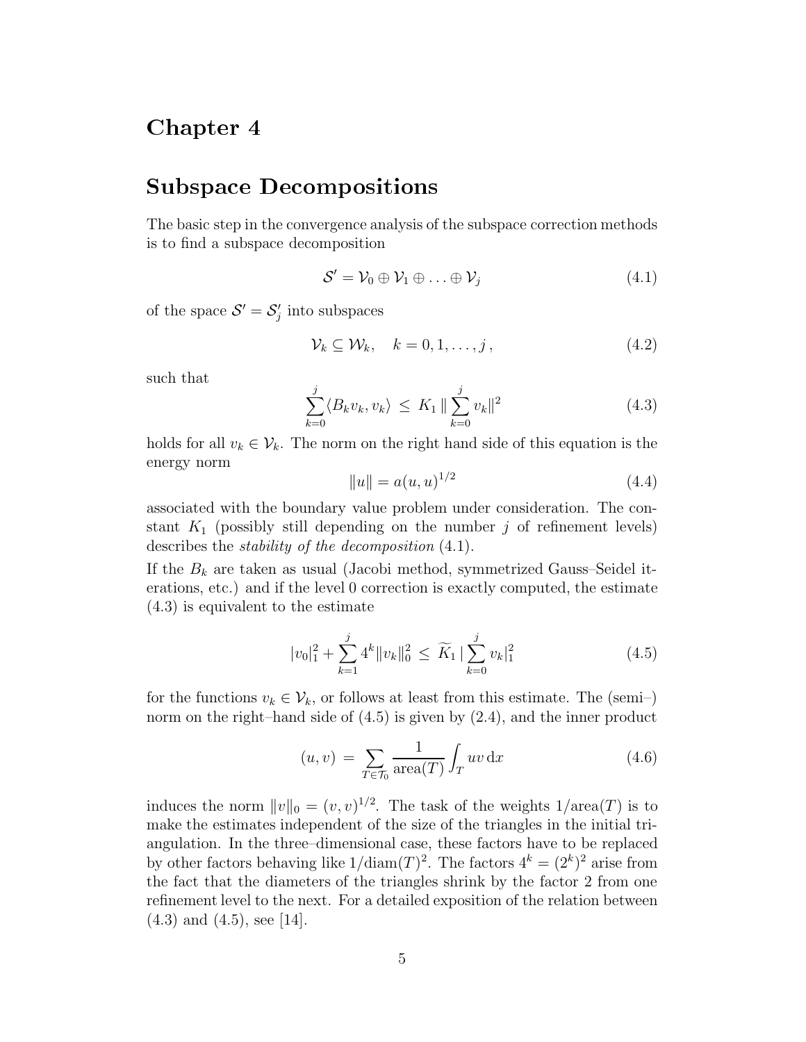# Chapter 4

## Subspace Decompositions

The basic step in the convergence analysis of the subspace correction methods is to find a subspace decomposition

$$\mathcal{S}' = \mathcal{V}_0 \oplus \mathcal{V}_1 \oplus \ldots \oplus \mathcal{V}_j \tag{4.1}$$

of the space $\mathcal{S}' = \mathcal{S}'_j$ into subspaces

$$\mathcal{V}_k \subseteq \mathcal{W}_k, \quad k = 0, 1, \ldots, j\,, \tag{4.2}$$

such that

$$\sum_{k=0}^{j} \langle B_k v_k, v_k \rangle \;\leq\; K_1 \, \| \sum_{k=0}^{j} v_k \|^2 \tag{4.3}$$

holds for all $v_k \in \mathcal{V}_k$. The norm on the right hand side of this equation is the energy norm

$$\|u\| = a(u,u)^{1/2} \tag{4.4}$$

associated with the boundary value problem under consideration. The constant $K_1$ (possibly still depending on the number $j$ of refinement levels) describes the *stability of the decomposition* (4.1).

If the $B_k$ are taken as usual (Jacobi method, symmetrized Gauss–Seidel iterations, etc.) and if the level 0 correction is exactly computed, the estimate (4.3) is equivalent to the estimate

$$|v_0|_1^2 + \sum_{k=1}^{j} 4^k \|v_k\|_0^2 \;\leq\; \widetilde{K}_1 \, | \sum_{k=0}^{j} v_k |_1^2 \tag{4.5}$$

for the functions $v_k \in \mathcal{V}_k$, or follows at least from this estimate. The (semi–) norm on the right–hand side of (4.5) is given by (2.4), and the inner product

$$(u,v) \;=\; \sum_{T \in \mathcal{T}_0} \frac{1}{\text{area}(T)} \int_T uv \, \mathrm{d}x \tag{4.6}$$

induces the norm $\|v\|_0 = (v,v)^{1/2}$. The task of the weights $1/\text{area}(T)$ is to make the estimates independent of the size of the triangles in the initial triangulation. In the three–dimensional case, these factors have to be replaced by other factors behaving like $1/\text{diam}(T)^2$. The factors $4^k = (2^k)^2$ arise from the fact that the diameters of the triangles shrink by the factor 2 from one refinement level to the next. For a detailed exposition of the relation between (4.3) and (4.5), see [14].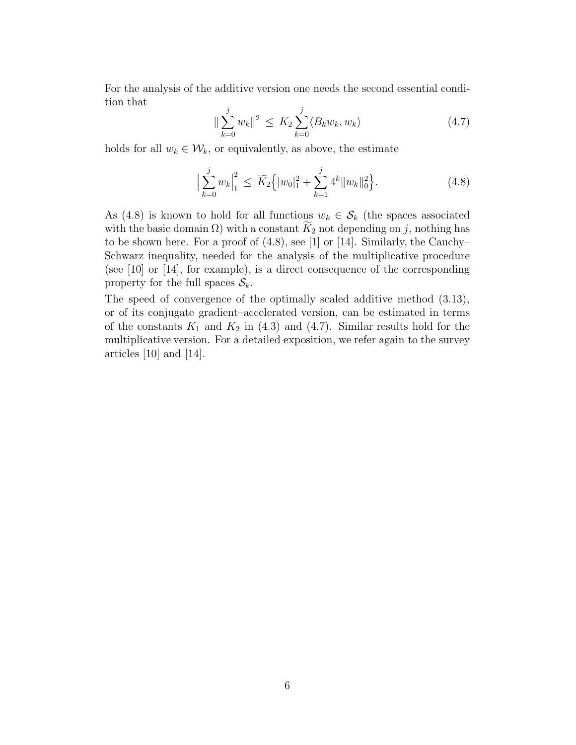For the analysis of the additive version one needs the second essential condition that

$$\| \sum_{k=0}^{j} w_k \|^2 \;\leq\; K_2 \sum_{k=0}^{j} \langle B_k w_k, w_k \rangle \tag{4.7}$$

holds for all $w_k \in \mathcal{W}_k$, or equivalently, as above, the estimate

$$\Big| \sum_{k=0}^{j} w_k \Big|_1^2 \;\leq\; \widetilde{K}_2 \Big\{ |w_0|_1^2 + \sum_{k=1}^{j} 4^k \|w_k\|_0^2 \Big\}. \tag{4.8}$$

As (4.8) is known to hold for all functions $w_k \in \mathcal{S}_k$ (the spaces associated with the basic domain $\Omega$) with a constant $\widetilde{K}_2$ not depending on $j$, nothing has to be shown here. For a proof of (4.8), see [1] or [14]. Similarly, the Cauchy–Schwarz inequality, needed for the analysis of the multiplicative procedure (see [10] or [14], for example), is a direct consequence of the corresponding property for the full spaces $\mathcal{S}_k$.

The speed of convergence of the optimally scaled additive method (3.13), or of its conjugate gradient–accelerated version, can be estimated in terms of the constants $K_1$ and $K_2$ in (4.3) and (4.7). Similar results hold for the multiplicative version. For a detailed exposition, we refer again to the survey articles [10] and [14].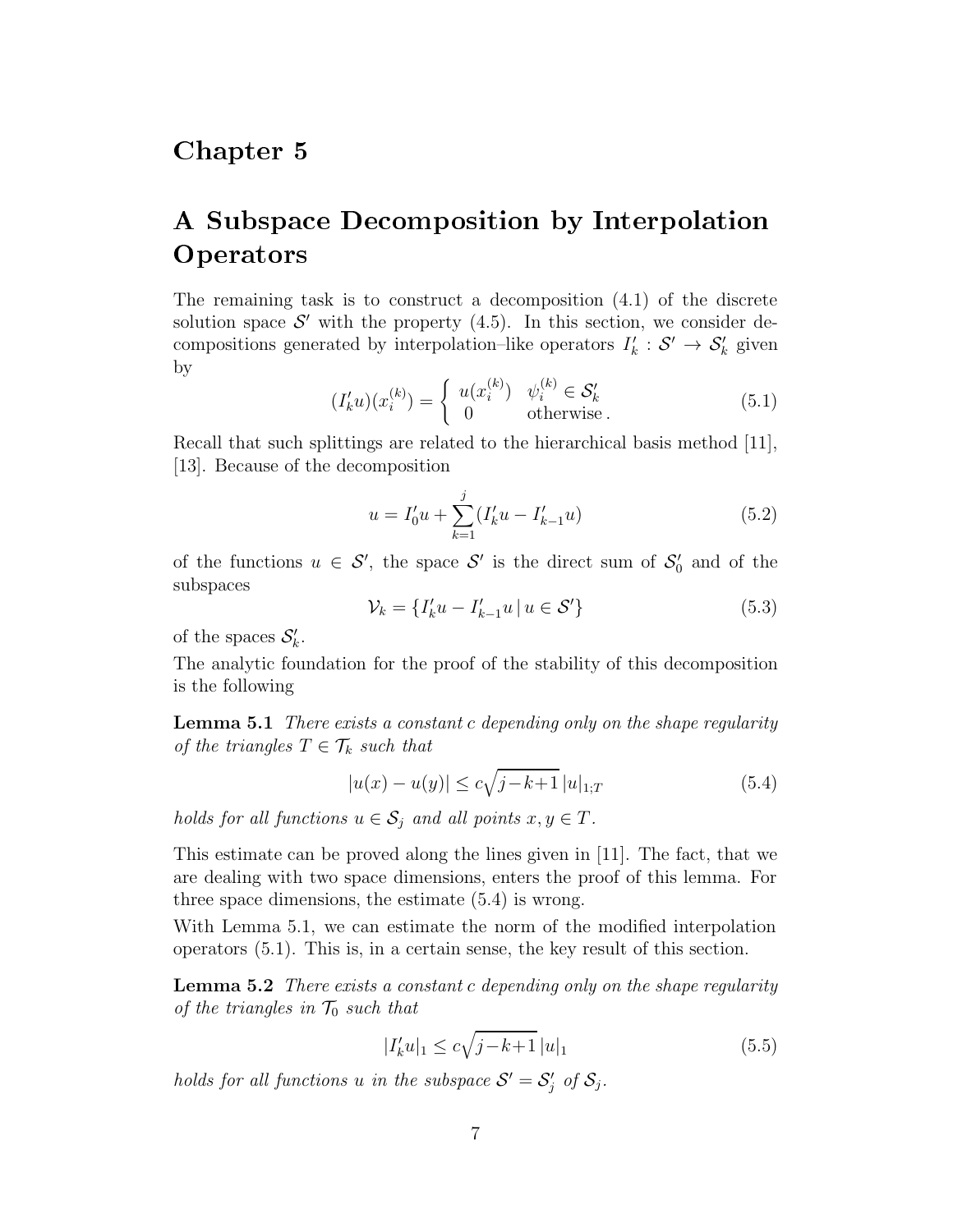# Chapter 5

# A Subspace Decomposition by Interpolation Operators

The remaining task is to construct a decomposition (4.1) of the discrete solution space $\mathcal{S}'$ with the property (4.5). In this section, we consider decompositions generated by interpolation–like operators $I_k' : \mathcal{S}' \to \mathcal{S}_k'$ given by

$$(I_k' u)(x_i^{(k)}) = \begin{cases} u(x_i^{(k)}) & \psi_i^{(k)} \in \mathcal{S}_k' \\ 0 & \text{otherwise}. \end{cases} \tag{5.1}$$

Recall that such splittings are related to the hierarchical basis method [11], [13]. Because of the decomposition

$$u = I_0' u + \sum_{k=1}^{j} (I_k' u - I_{k-1}' u) \tag{5.2}$$

of the functions $u \in \mathcal{S}'$, the space $\mathcal{S}'$ is the direct sum of $\mathcal{S}_0'$ and of the subspaces

$$\mathcal{V}_k = \{ I_k' u - I_{k-1}' u \,|\, u \in \mathcal{S}' \} \tag{5.3}$$

of the spaces $\mathcal{S}_k'$.

The analytic foundation for the proof of the stability of this decomposition is the following

**Lemma 5.1** *There exists a constant $c$ depending only on the shape regularity of the triangles $T \in \mathcal{T}_k$ such that*

$$|u(x) - u(y)| \leq c\sqrt{j-k+1}\, |u|_{1;T} \tag{5.4}$$

*holds for all functions $u \in \mathcal{S}_j$ and all points $x, y \in T$.*

This estimate can be proved along the lines given in [11]. The fact, that we are dealing with two space dimensions, enters the proof of this lemma. For three space dimensions, the estimate (5.4) is wrong.

With Lemma 5.1, we can estimate the norm of the modified interpolation operators (5.1). This is, in a certain sense, the key result of this section.

**Lemma 5.2** *There exists a constant $c$ depending only on the shape regularity of the triangles in $\mathcal{T}_0$ such that*

$$|I_k' u|_1 \leq c\sqrt{j-k+1}\, |u|_1 \tag{5.5}$$

*holds for all functions $u$ in the subspace $\mathcal{S}' = \mathcal{S}_j'$ of $\mathcal{S}_j$.*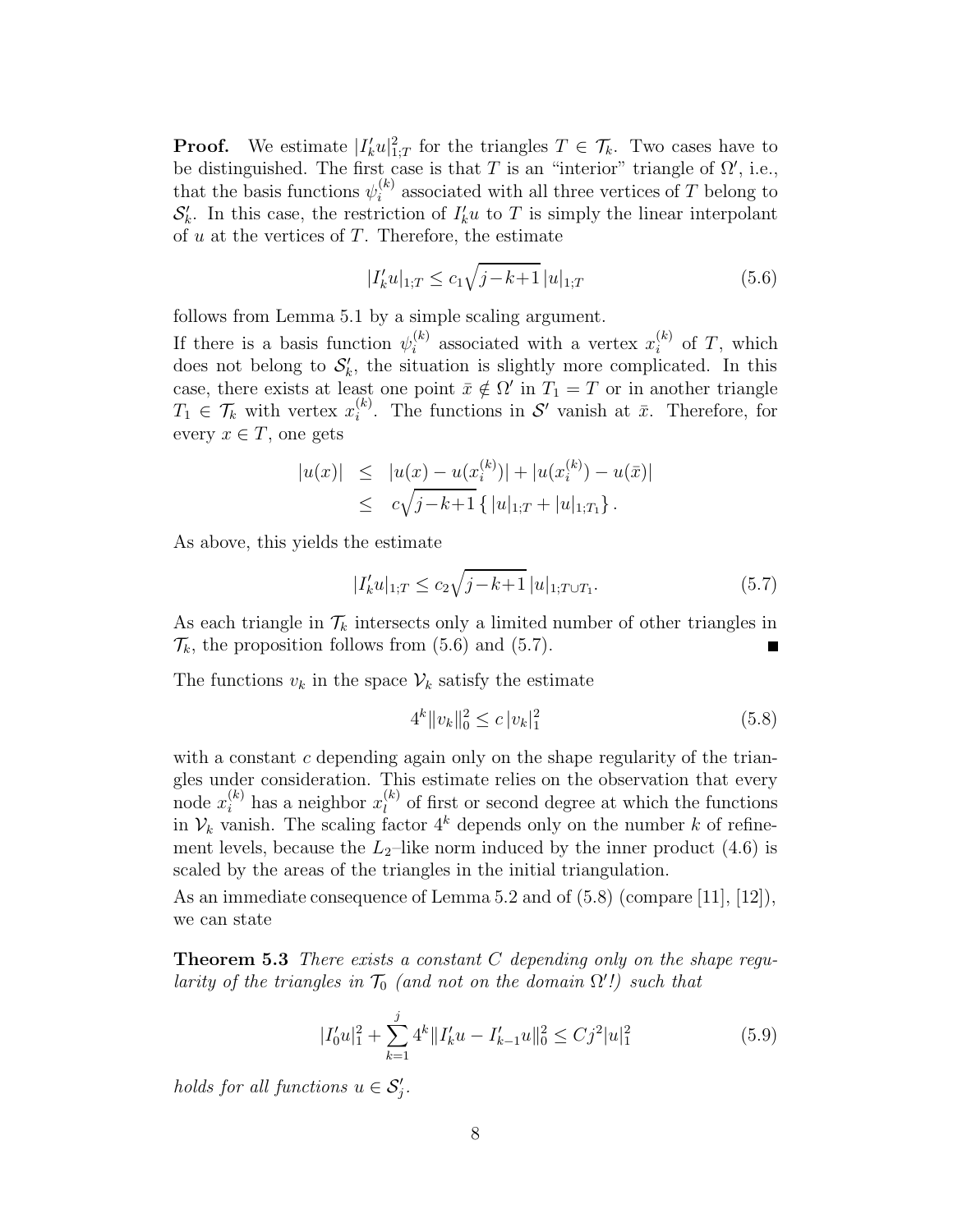**Proof.** We estimate $|I_k' u|_{1;T}^2$ for the triangles $T \in \mathcal{T}_k$. Two cases have to be distinguished. The first case is that $T$ is an "interior" triangle of $\Omega'$, i.e., that the basis functions $\psi_i^{(k)}$ associated with all three vertices of $T$ belong to $\mathcal{S}_k'$. In this case, the restriction of $I_k' u$ to $T$ is simply the linear interpolant of $u$ at the vertices of $T$. Therefore, the estimate

$$|I_k' u|_{1;T} \leq c_1 \sqrt{j-k+1}\, |u|_{1;T} \tag{5.6}$$

follows from Lemma 5.1 by a simple scaling argument.

If there is a basis function $\psi_i^{(k)}$ associated with a vertex $x_i^{(k)}$ of $T$, which does not belong to $\mathcal{S}_k'$, the situation is slightly more complicated. In this case, there exists at least one point $\bar{x} \notin \Omega'$ in $T_1 = T$ or in another triangle $T_1 \in \mathcal{T}_k$ with vertex $x_i^{(k)}$. The functions in $\mathcal{S}'$ vanish at $\bar{x}$. Therefore, for every $x \in T$, one gets

$$\begin{aligned} |u(x)| &\leq |u(x) - u(x_i^{(k)})| + |u(x_i^{(k)}) - u(\bar{x})| \\ &\leq c\sqrt{j-k+1}\, \{ |u|_{1;T} + |u|_{1;T_1} \}. \end{aligned}$$

As above, this yields the estimate

$$|I_k' u|_{1;T} \leq c_2 \sqrt{j-k+1}\, |u|_{1;T \cup T_1}. \tag{5.7}$$

As each triangle in $\mathcal{T}_k$ intersects only a limited number of other triangles in $\mathcal{T}_k$, the proposition follows from (5.6) and (5.7). ∎

The functions $v_k$ in the space $\mathcal{V}_k$ satisfy the estimate

$$4^k \|v_k\|_0^2 \leq c\, |v_k|_1^2 \tag{5.8}$$

with a constant $c$ depending again only on the shape regularity of the triangles under consideration. This estimate relies on the observation that every node $x_i^{(k)}$ has a neighbor $x_l^{(k)}$ of first or second degree at which the functions in $\mathcal{V}_k$ vanish. The scaling factor $4^k$ depends only on the number $k$ of refinement levels, because the $L_2$–like norm induced by the inner product (4.6) is scaled by the areas of the triangles in the initial triangulation.

As an immediate consequence of Lemma 5.2 and of (5.8) (compare [11], [12]), we can state

**Theorem 5.3** *There exists a constant $C$ depending only on the shape regularity of the triangles in $\mathcal{T}_0$ (and not on the domain $\Omega'$!) such that*

$$|I_0' u|_1^2 + \sum_{k=1}^{j} 4^k \|I_k' u - I_{k-1}' u\|_0^2 \leq C j^2 |u|_1^2 \tag{5.9}$$

*holds for all functions $u \in \mathcal{S}_j'$.*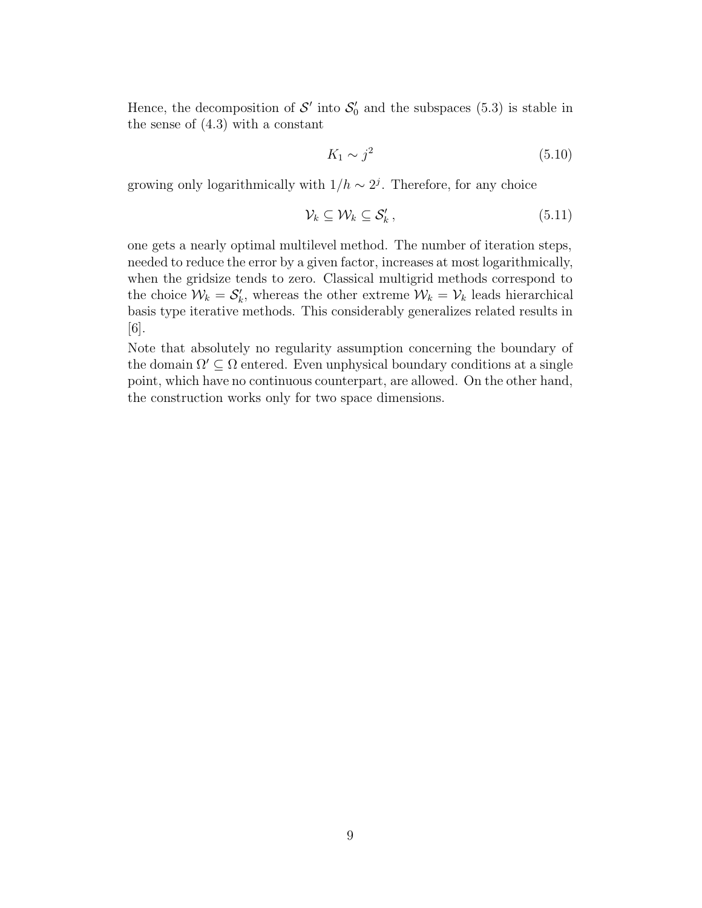Hence, the decomposition of $\mathcal{S}'$ into $\mathcal{S}'_0$ and the subspaces (5.3) is stable in the sense of (4.3) with a constant

$$K_1 \sim j^2 \tag{5.10}$$

growing only logarithmically with $1/h \sim 2^j$. Therefore, for any choice

$$\mathcal{V}_k \subseteq \mathcal{W}_k \subseteq \mathcal{S}'_k \,, \tag{5.11}$$

one gets a nearly optimal multilevel method. The number of iteration steps, needed to reduce the error by a given factor, increases at most logarithmically, when the gridsize tends to zero. Classical multigrid methods correspond to the choice $\mathcal{W}_k = \mathcal{S}'_k$, whereas the other extreme $\mathcal{W}_k = \mathcal{V}_k$ leads hierarchical basis type iterative methods. This considerably generalizes related results in [6].

Note that absolutely no regularity assumption concerning the boundary of the domain $\Omega' \subseteq \Omega$ entered. Even unphysical boundary conditions at a single point, which have no continuous counterpart, are allowed. On the other hand, the construction works only for two space dimensions.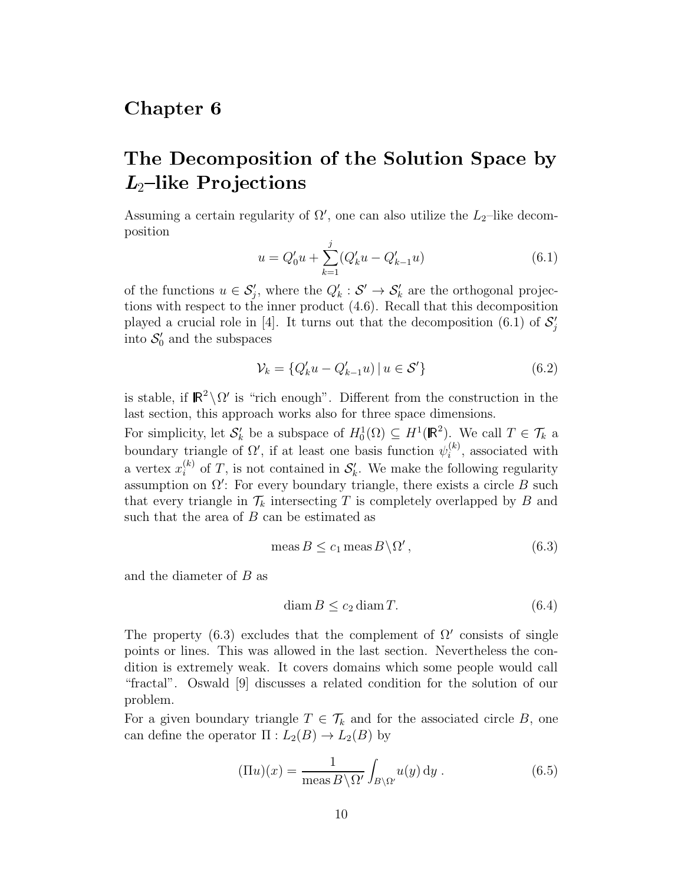# Chapter 6

# The Decomposition of the Solution Space by $L_2$–like Projections

Assuming a certain regularity of $\Omega'$, one can also utilize the $L_2$–like decomposition

$$u = Q_0' u + \sum_{k=1}^{j} (Q_k' u - Q_{k-1}' u) \tag{6.1}$$

of the functions $u \in \mathcal{S}_j'$, where the $Q_k' : \mathcal{S}' \to \mathcal{S}_k'$ are the orthogonal projections with respect to the inner product (4.6). Recall that this decomposition played a crucial role in [4]. It turns out that the decomposition (6.1) of $\mathcal{S}_j'$ into $\mathcal{S}_0'$ and the subspaces

$$\mathcal{V}_k = \{ Q_k' u - Q_{k-1}' u) \,|\, u \in \mathcal{S}' \} \tag{6.2}$$

is stable, if $\mathbb{R}^2 \backslash \Omega'$ is "rich enough". Different from the construction in the last section, this approach works also for three space dimensions.

For simplicity, let $\mathcal{S}_k'$ be a subspace of $H_0^1(\Omega) \subseteq H^1(\mathbb{R}^2)$. We call $T \in \mathcal{T}_k$ a boundary triangle of $\Omega'$, if at least one basis function $\psi_i^{(k)}$, associated with a vertex $x_i^{(k)}$ of $T$, is not contained in $\mathcal{S}_k'$. We make the following regularity assumption on $\Omega'$: For every boundary triangle, there exists a circle $B$ such that every triangle in $\mathcal{T}_k$ intersecting $T$ is completely overlapped by $B$ and such that the area of $B$ can be estimated as

$$\operatorname{meas} B \leq c_1 \operatorname{meas} B \backslash \Omega' \,, \tag{6.3}$$

and the diameter of $B$ as

$$\operatorname{diam} B \leq c_2 \operatorname{diam} T. \tag{6.4}$$

The property (6.3) excludes that the complement of $\Omega'$ consists of single points or lines. This was allowed in the last section. Nevertheless the condition is extremely weak. It covers domains which some people would call "fractal". Oswald [9] discusses a related condition for the solution of our problem.

For a given boundary triangle $T \in \mathcal{T}_k$ and for the associated circle $B$, one can define the operator $\Pi : L_2(B) \to L_2(B)$ by

$$(\Pi u)(x) = \frac{1}{\operatorname{meas} B \backslash \Omega'} \int_{B \backslash \Omega'} u(y) \, \mathrm{d}y \,. \tag{6.5}$$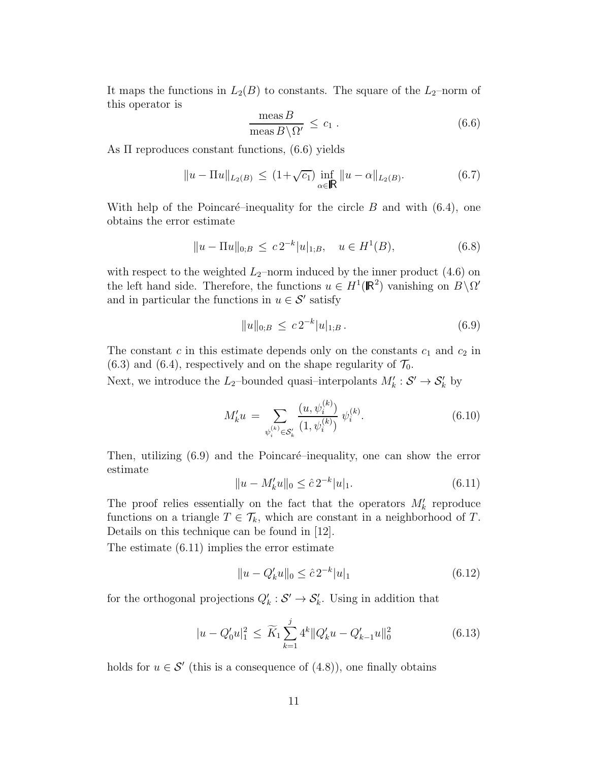It maps the functions in $L_2(B)$ to constants. The square of the $L_2$–norm of this operator is

$$\frac{\operatorname{meas} B}{\operatorname{meas} B\backslash\Omega'} \leq c_1 \,. \tag{6.6}$$

As $\Pi$ reproduces constant functions, (6.6) yields

$$\|u - \Pi u\|_{L_2(B)} \leq (1+\sqrt{c_1}) \inf_{\alpha\in\mathbb{R}} \|u - \alpha\|_{L_2(B)}. \tag{6.7}$$

With help of the Poincaré–inequality for the circle $B$ and with (6.4), one obtains the error estimate

$$\|u - \Pi u\|_{0;B} \leq c\, 2^{-k} |u|_{1;B}, \quad u \in H^1(B), \tag{6.8}$$

with respect to the weighted $L_2$–norm induced by the inner product (4.6) on the left hand side. Therefore, the functions $u \in H^1(\mathbb{R}^2)$ vanishing on $B\backslash\Omega'$ and in particular the functions in $u \in \mathcal{S}'$ satisfy

$$\|u\|_{0;B} \leq c\, 2^{-k} |u|_{1;B}\,. \tag{6.9}$$

The constant $c$ in this estimate depends only on the constants $c_1$ and $c_2$ in (6.3) and (6.4), respectively and on the shape regularity of $\mathcal{T}_0$.
Next, we introduce the $L_2$–bounded quasi–interpolants $M'_k : \mathcal{S}' \to \mathcal{S}'_k$ by

$$M'_k u = \sum_{\psi_i^{(k)} \in \mathcal{S}'_k} \frac{(u, \psi_i^{(k)})}{(1, \psi_i^{(k)})}\, \psi_i^{(k)}. \tag{6.10}$$

Then, utilizing (6.9) and the Poincaré–inequality, one can show the error estimate

$$\|u - M'_k u\|_0 \leq \hat{c}\, 2^{-k} |u|_1. \tag{6.11}$$

The proof relies essentially on the fact that the operators $M'_k$ reproduce functions on a triangle $T \in \mathcal{T}_k$, which are constant in a neighborhood of $T$. Details on this technique can be found in [12].
The estimate (6.11) implies the error estimate

$$\|u - Q'_k u\|_0 \leq \hat{c}\, 2^{-k} |u|_1 \tag{6.12}$$

for the orthogonal projections $Q'_k : \mathcal{S}' \to \mathcal{S}'_k$. Using in addition that

$$|u - Q'_0 u|_1^2 \leq \widetilde{K}_1 \sum_{k=1}^{j} 4^k \|Q'_k u - Q'_{k-1} u\|_0^2 \tag{6.13}$$

holds for $u \in \mathcal{S}'$ (this is a consequence of (4.8)), one finally obtains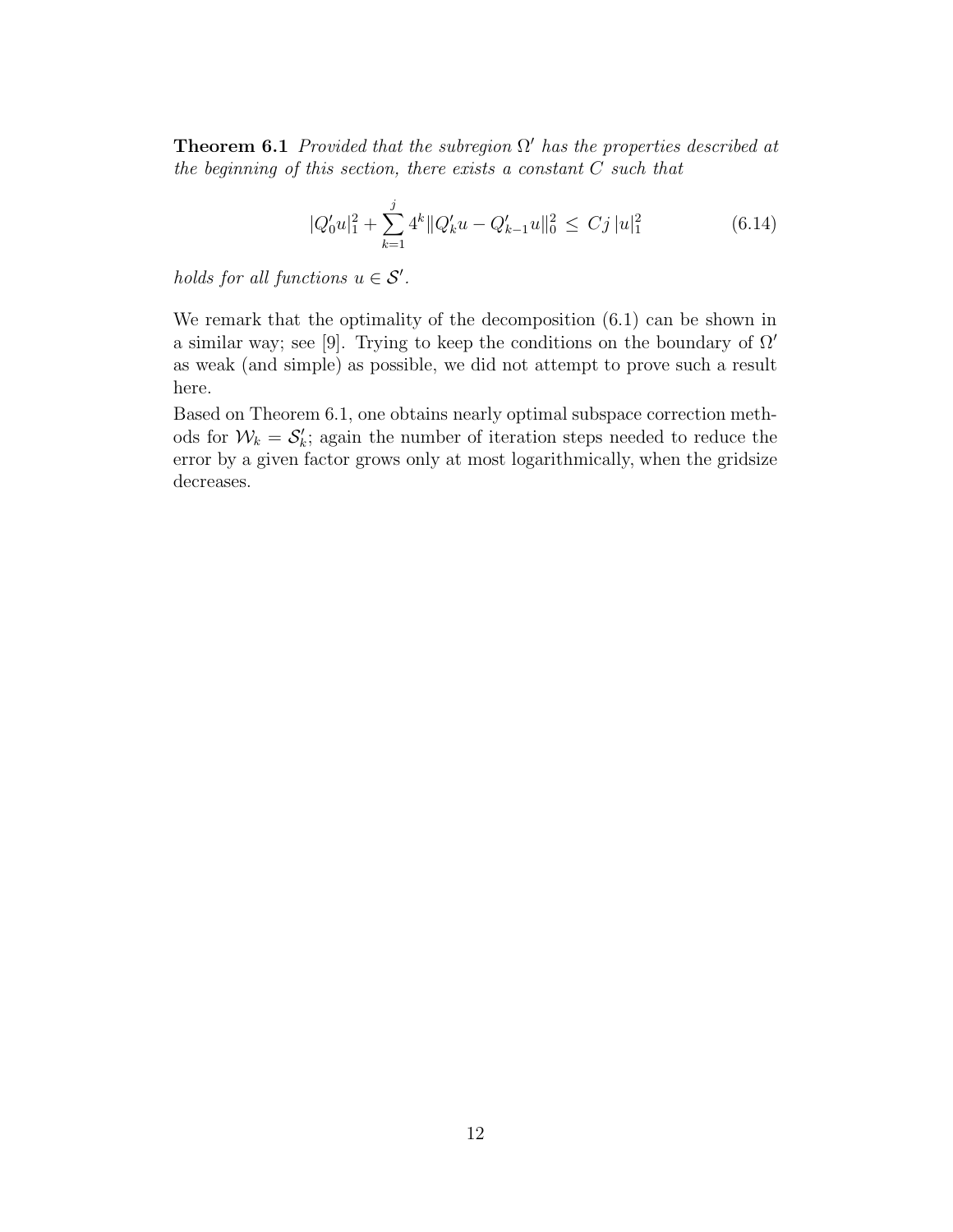**Theorem 6.1** *Provided that the subregion $\Omega'$ has the properties described at the beginning of this section, there exists a constant $C$ such that*

$$|Q_0'u|_1^2 + \sum_{k=1}^{j} 4^k \|Q_k'u - Q_{k-1}'u\|_0^2 \;\leq\; Cj\,|u|_1^2 \tag{6.14}$$

*holds for all functions $u \in \mathcal{S}'$.*

We remark that the optimality of the decomposition (6.1) can be shown in a similar way; see [9]. Trying to keep the conditions on the boundary of $\Omega'$ as weak (and simple) as possible, we did not attempt to prove such a result here.

Based on Theorem 6.1, one obtains nearly optimal subspace correction methods for $\mathcal{W}_k = \mathcal{S}_k'$; again the number of iteration steps needed to reduce the error by a given factor grows only at most logarithmically, when the gridsize decreases.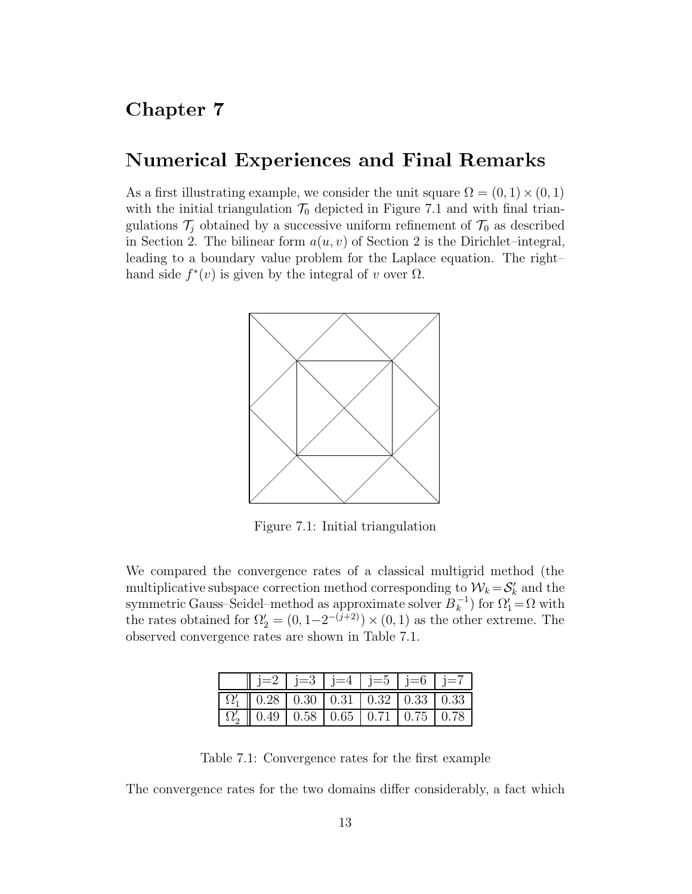# Chapter 7

## Numerical Experiences and Final Remarks

As a first illustrating example, we consider the unit square $\Omega = (0,1) \times (0,1)$ with the initial triangulation $\mathcal{T}_0$ depicted in Figure 7.1 and with final triangulations $\mathcal{T}_j$ obtained by a successive uniform refinement of $\mathcal{T}_0$ as described in Section 2. The bilinear form $a(u,v)$ of Section 2 is the Dirichlet–integral, leading to a boundary value problem for the Laplace equation. The right–hand side $f^*(v)$ is given by the integral of $v$ over $\Omega$.

Figure 7.1: Initial triangulation

We compared the convergence rates of a classical multigrid method (the multiplicative subspace correction method corresponding to $\mathcal{W}_k = \mathcal{S}_k'$ and the symmetric Gauss–Seidel–method as approximate solver $B_k^{-1}$) for $\Omega_1' = \Omega$ with the rates obtained for $\Omega_2' = (0, 1-2^{-(j+2)}) \times (0,1)$ as the other extreme. The observed convergence rates are shown in Table 7.1.

| | j=2 | j=3 | j=4 | j=5 | j=6 | j=7 |
|---|---|---|---|---|---|---|
| $\Omega_1'$ | 0.28 | 0.30 | 0.31 | 0.32 | 0.33 | 0.33 |
| $\Omega_2'$ | 0.49 | 0.58 | 0.65 | 0.71 | 0.75 | 0.78 |

Table 7.1: Convergence rates for the first example

The convergence rates for the two domains differ considerably, a fact which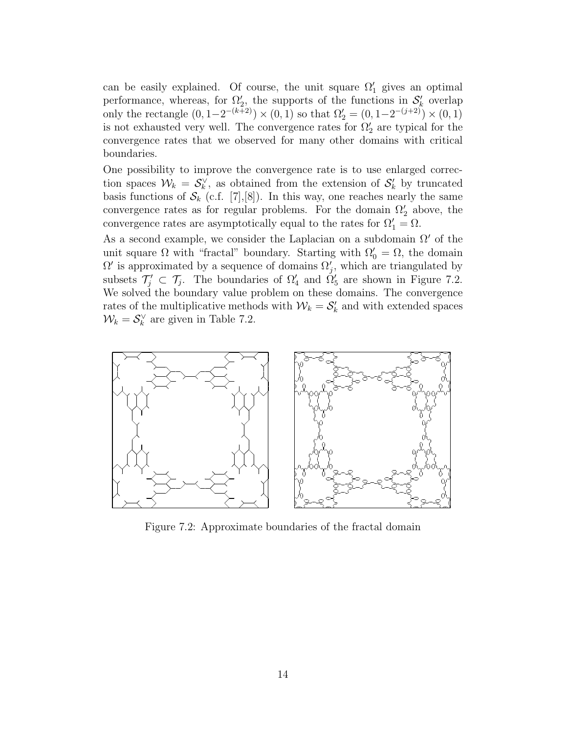can be easily explained. Of course, the unit square $\Omega_1'$ gives an optimal performance, whereas, for $\Omega_2'$, the supports of the functions in $\mathcal{S}_k'$ overlap only the rectangle $(0, 1-2^{-(k+2)}) \times (0,1)$ so that $\Omega_2' = (0, 1-2^{-(j+2)}) \times (0,1)$ is not exhausted very well. The convergence rates for $\Omega_2'$ are typical for the convergence rates that we observed for many other domains with critical boundaries.

One possibility to improve the convergence rate is to use enlarged correction spaces $\mathcal{W}_k = \mathcal{S}_k^\vee$, as obtained from the extension of $\mathcal{S}_k'$ by truncated basis functions of $\mathcal{S}_k$ (c.f. [7],[8]). In this way, one reaches nearly the same convergence rates as for regular problems. For the domain $\Omega_2'$ above, the convergence rates are asymptotically equal to the rates for $\Omega_1' = \Omega$.

As a second example, we consider the Laplacian on a subdomain $\Omega'$ of the unit square $\Omega$ with "fractal" boundary. Starting with $\Omega_0' = \Omega$, the domain $\Omega'$ is approximated by a sequence of domains $\Omega_j'$, which are triangulated by subsets $\mathcal{T}_j' \subset \mathcal{T}_j$. The boundaries of $\Omega_4'$ and $\Omega_5'$ are shown in Figure 7.2. We solved the boundary value problem on these domains. The convergence rates of the multiplicative methods with $\mathcal{W}_k = \mathcal{S}_k'$ and with extended spaces $\mathcal{W}_k = \mathcal{S}_k^\vee$ are given in Table 7.2.

Figure 7.2: Approximate boundaries of the fractal domain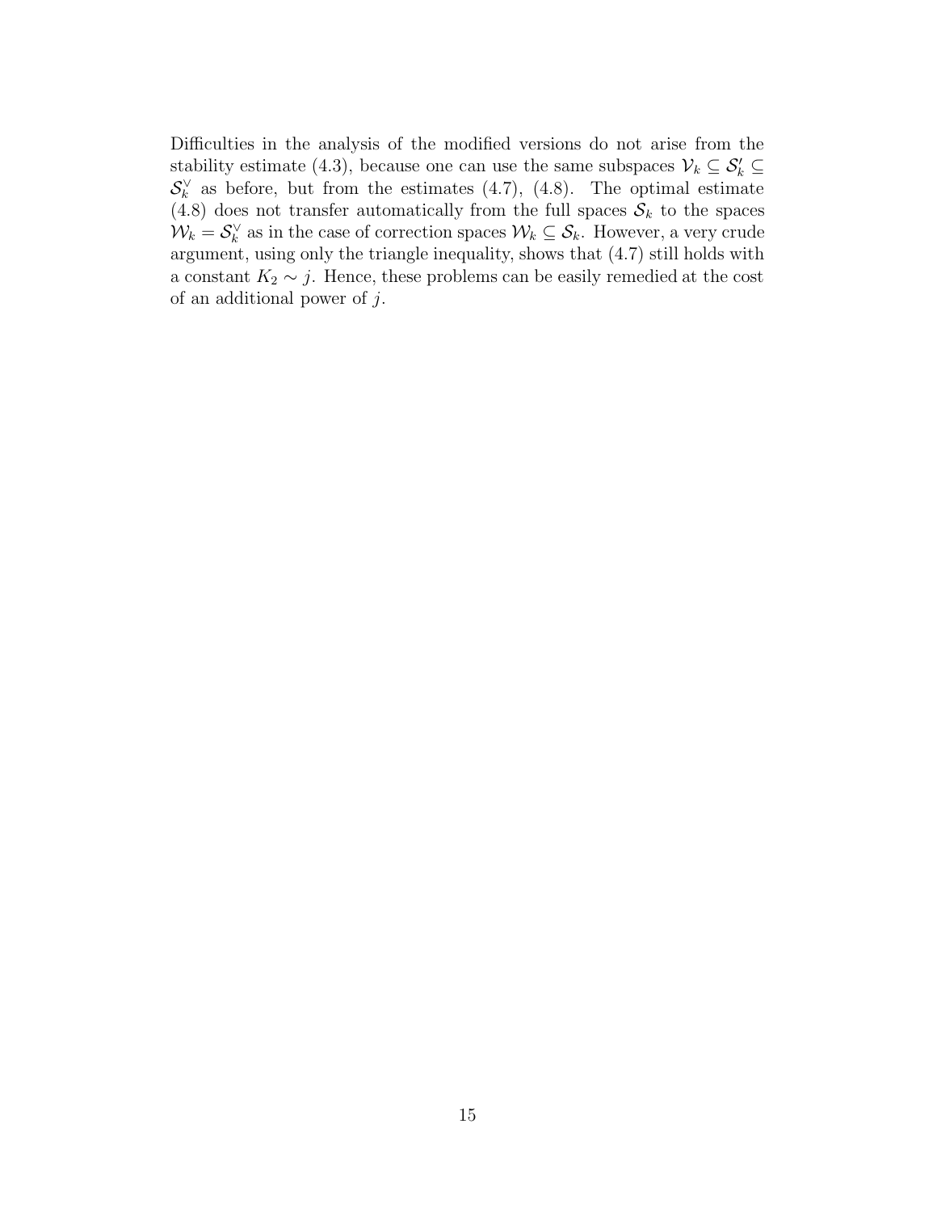Difficulties in the analysis of the modified versions do not arise from the stability estimate (4.3), because one can use the same subspaces $\mathcal{V}_k \subseteq \mathcal{S}_k' \subseteq \mathcal{S}_k^\vee$ as before, but from the estimates (4.7), (4.8). The optimal estimate (4.8) does not transfer automatically from the full spaces $\mathcal{S}_k$ to the spaces $\mathcal{W}_k = \mathcal{S}_k^\vee$ as in the case of correction spaces $\mathcal{W}_k \subseteq \mathcal{S}_k$. However, a very crude argument, using only the triangle inequality, shows that (4.7) still holds with a constant $K_2 \sim j$. Hence, these problems can be easily remedied at the cost of an additional power of $j$.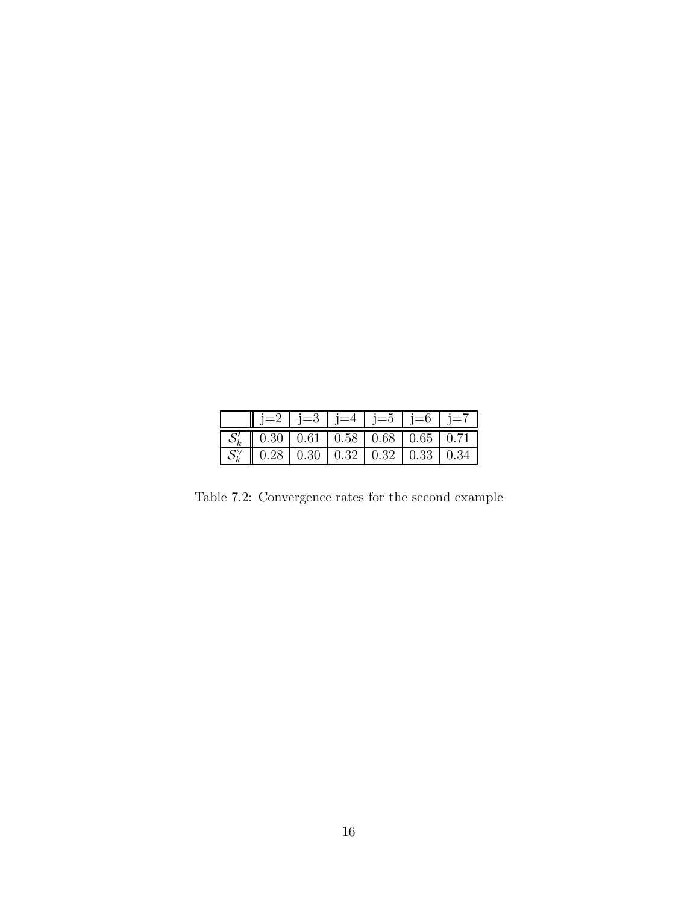|  | j=2 | j=3 | j=4 | j=5 | j=6 | j=7 |
|---|---|---|---|---|---|---|
| $\mathcal{S}'_k$ | 0.30 | 0.61 | 0.58 | 0.68 | 0.65 | 0.71 |
| $\mathcal{S}^\vee_k$ | 0.28 | 0.30 | 0.32 | 0.32 | 0.33 | 0.34 |

Table 7.2: Convergence rates for the second example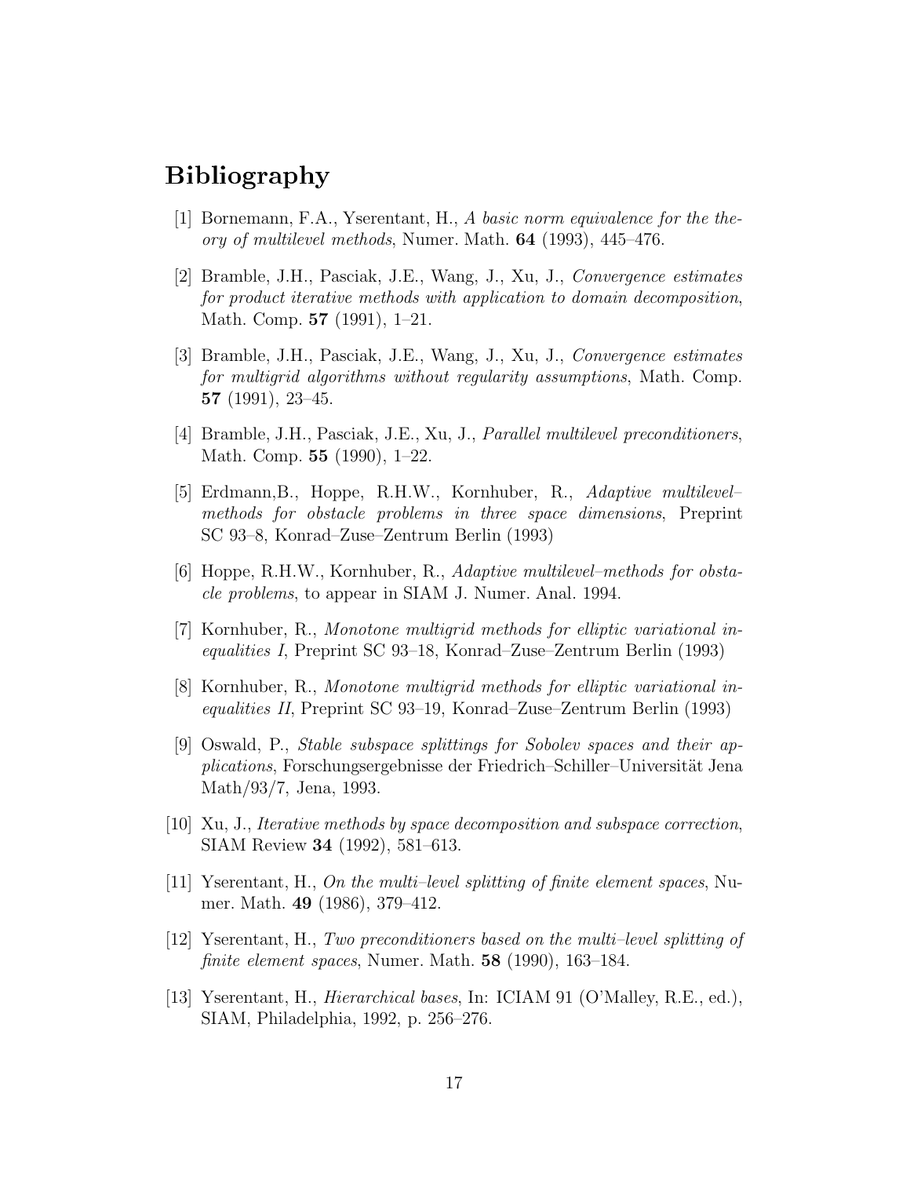# Bibliography

[1] Bornemann, F.A., Yserentant, H., *A basic norm equivalence for the theory of multilevel methods*, Numer. Math. **64** (1993), 445–476.

[2] Bramble, J.H., Pasciak, J.E., Wang, J., Xu, J., *Convergence estimates for product iterative methods with application to domain decomposition*, Math. Comp. **57** (1991), 1–21.

[3] Bramble, J.H., Pasciak, J.E., Wang, J., Xu, J., *Convergence estimates for multigrid algorithms without regularity assumptions*, Math. Comp. **57** (1991), 23–45.

[4] Bramble, J.H., Pasciak, J.E., Xu, J., *Parallel multilevel preconditioners*, Math. Comp. **55** (1990), 1–22.

[5] Erdmann,B., Hoppe, R.H.W., Kornhuber, R., *Adaptive multilevel–methods for obstacle problems in three space dimensions*, Preprint SC 93–8, Konrad–Zuse–Zentrum Berlin (1993)

[6] Hoppe, R.H.W., Kornhuber, R., *Adaptive multilevel–methods for obstacle problems*, to appear in SIAM J. Numer. Anal. 1994.

[7] Kornhuber, R., *Monotone multigrid methods for elliptic variational inequalities I*, Preprint SC 93–18, Konrad–Zuse–Zentrum Berlin (1993)

[8] Kornhuber, R., *Monotone multigrid methods for elliptic variational inequalities II*, Preprint SC 93–19, Konrad–Zuse–Zentrum Berlin (1993)

[9] Oswald, P., *Stable subspace splittings for Sobolev spaces and their applications*, Forschungsergebnisse der Friedrich–Schiller–Universität Jena Math/93/7, Jena, 1993.

[10] Xu, J., *Iterative methods by space decomposition and subspace correction*, SIAM Review **34** (1992), 581–613.

[11] Yserentant, H., *On the multi–level splitting of finite element spaces*, Numer. Math. **49** (1986), 379–412.

[12] Yserentant, H., *Two preconditioners based on the multi–level splitting of finite element spaces*, Numer. Math. **58** (1990), 163–184.

[13] Yserentant, H., *Hierarchical bases*, In: ICIAM 91 (O'Malley, R.E., ed.), SIAM, Philadelphia, 1992, p. 256–276.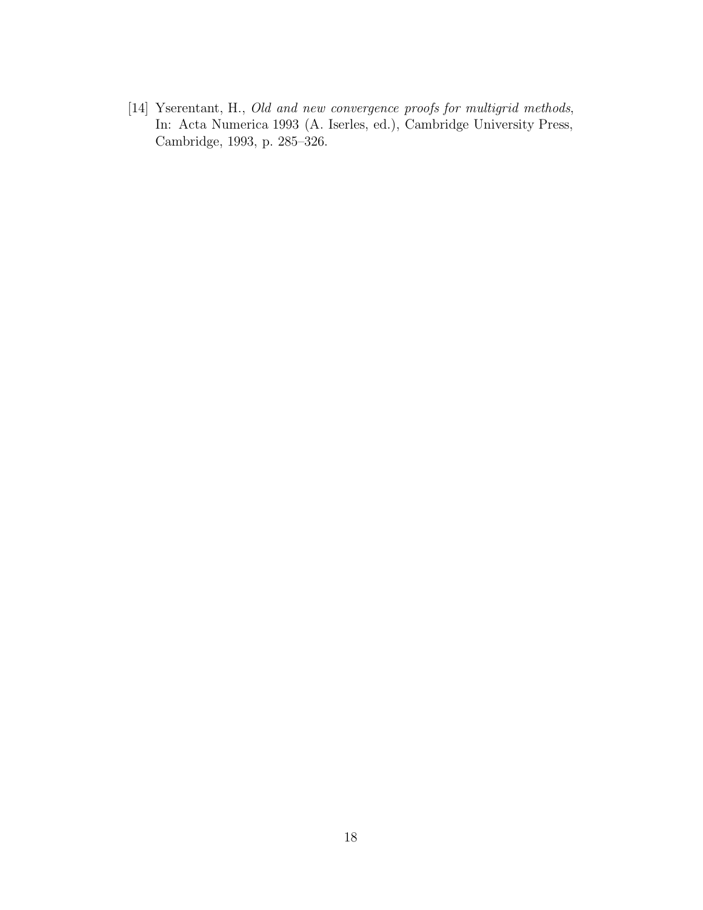[14] Yserentant, H., *Old and new convergence proofs for multigrid methods*, In: Acta Numerica 1993 (A. Iserles, ed.), Cambridge University Press, Cambridge, 1993, p. 285–326.